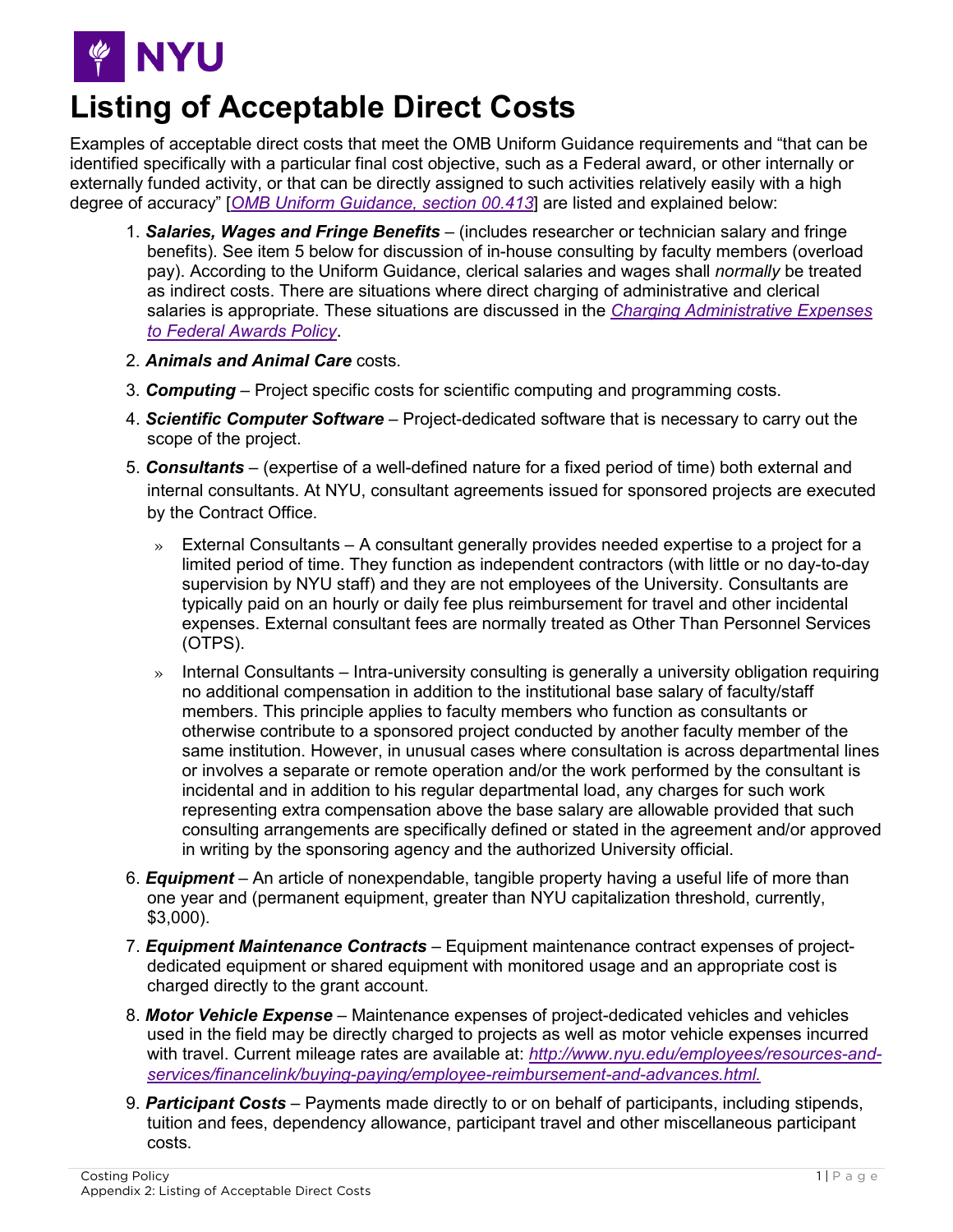NYU

# Listing of Acceptable Direct Costs

Examples of acceptable direct costs that meet the OMB Uniform Guidance requirements and "that can be identified specifically with a particular final cost objective, such as a Federal award, or other internally or externally funded activity, or that can be directly assigned to such activities relatively easily with a high degree of accuracy" [*OMB Uniform Guidance, section 00.413*] are listed and explained below:

1. ***Salaries, Wages and Fringe Benefits*** – (includes researcher or technician salary and fringe benefits). See item 5 below for discussion of in-house consulting by faculty members (overload pay). According to the Uniform Guidance, clerical salaries and wages shall *normally* be treated as indirect costs. There are situations where direct charging of administrative and clerical salaries is appropriate. These situations are discussed in the *Charging Administrative Expenses to Federal Awards Policy*.
2. ***Animals and Animal Care*** costs.
3. ***Computing*** – Project specific costs for scientific computing and programming costs.
4. ***Scientific Computer Software*** – Project-dedicated software that is necessary to carry out the scope of the project.
5. ***Consultants*** – (expertise of a well-defined nature for a fixed period of time) both external and internal consultants. At NYU, consultant agreements issued for sponsored projects are executed by the Contract Office.
   - External Consultants – A consultant generally provides needed expertise to a project for a limited period of time. They function as independent contractors (with little or no day-to-day supervision by NYU staff) and they are not employees of the University. Consultants are typically paid on an hourly or daily fee plus reimbursement for travel and other incidental expenses. External consultant fees are normally treated as Other Than Personnel Services (OTPS).
   - Internal Consultants – Intra-university consulting is generally a university obligation requiring no additional compensation in addition to the institutional base salary of faculty/staff members. This principle applies to faculty members who function as consultants or otherwise contribute to a sponsored project conducted by another faculty member of the same institution. However, in unusual cases where consultation is across departmental lines or involves a separate or remote operation and/or the work performed by the consultant is incidental and in addition to his regular departmental load, any charges for such work representing extra compensation above the base salary are allowable provided that such consulting arrangements are specifically defined or stated in the agreement and/or approved in writing by the sponsoring agency and the authorized University official.
6. ***Equipment*** – An article of nonexpendable, tangible property having a useful life of more than one year and (permanent equipment, greater than NYU capitalization threshold, currently, $3,000).
7. ***Equipment Maintenance Contracts*** – Equipment maintenance contract expenses of project-dedicated equipment or shared equipment with monitored usage and an appropriate cost is charged directly to the grant account.
8. ***Motor Vehicle Expense*** – Maintenance expenses of project-dedicated vehicles and vehicles used in the field may be directly charged to projects as well as motor vehicle expenses incurred with travel. Current mileage rates are available at: *http://www.nyu.edu/employees/resources-and-services/financelink/buying-paying/employee-reimbursement-and-advances.html.*
9. ***Participant Costs*** – Payments made directly to or on behalf of participants, including stipends, tuition and fees, dependency allowance, participant travel and other miscellaneous participant costs.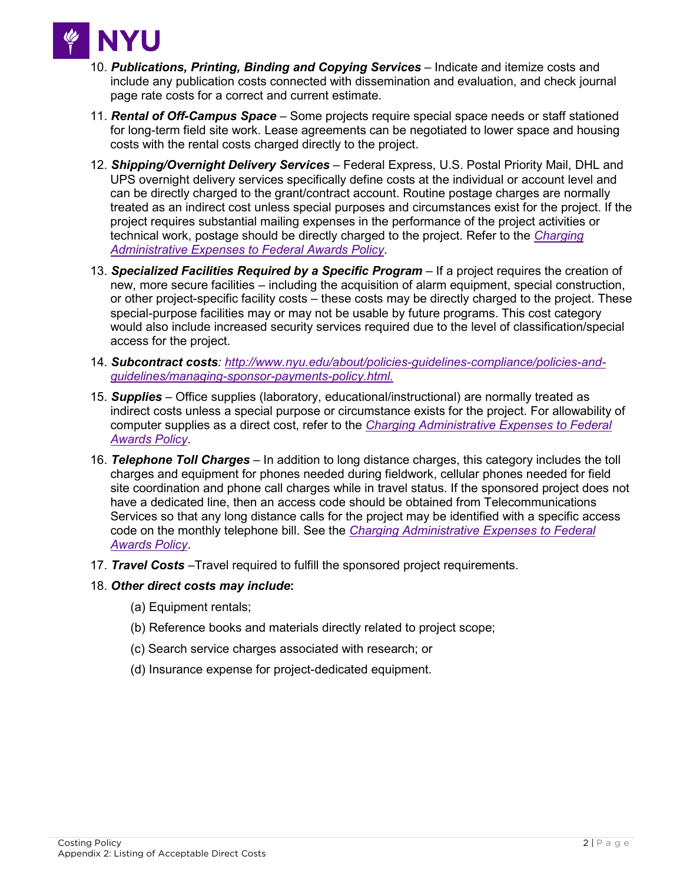10. ***Publications, Printing, Binding and Copying Services*** – Indicate and itemize costs and include any publication costs connected with dissemination and evaluation, and check journal page rate costs for a correct and current estimate.

11. ***Rental of Off-Campus Space*** – Some projects require special space needs or staff stationed for long-term field site work. Lease agreements can be negotiated to lower space and housing costs with the rental costs charged directly to the project.

12. ***Shipping/Overnight Delivery Services*** – Federal Express, U.S. Postal Priority Mail, DHL and UPS overnight delivery services specifically define costs at the individual or account level and can be directly charged to the grant/contract account. Routine postage charges are normally treated as an indirect cost unless special purposes and circumstances exist for the project. If the project requires substantial mailing expenses in the performance of the project activities or technical work, postage should be directly charged to the project. Refer to the *Charging Administrative Expenses to Federal Awards Policy*.

13. ***Specialized Facilities Required by a Specific Program*** – If a project requires the creation of new, more secure facilities – including the acquisition of alarm equipment, special construction, or other project-specific facility costs – these costs may be directly charged to the project. These special-purpose facilities may or may not be usable by future programs. This cost category would also include increased security services required due to the level of classification/special access for the project.

14. ***Subcontract costs***: *http://www.nyu.edu/about/policies-guidelines-compliance/policies-and-guidelines/managing-sponsor-payments-policy.html.*

15. ***Supplies*** – Office supplies (laboratory, educational/instructional) are normally treated as indirect costs unless a special purpose or circumstance exists for the project. For allowability of computer supplies as a direct cost, refer to the *Charging Administrative Expenses to Federal Awards Policy*.

16. ***Telephone Toll Charges*** – In addition to long distance charges, this category includes the toll charges and equipment for phones needed during fieldwork, cellular phones needed for field site coordination and phone call charges while in travel status. If the sponsored project does not have a dedicated line, then an access code should be obtained from Telecommunications Services so that any long distance calls for the project may be identified with a specific access code on the monthly telephone bill. See the *Charging Administrative Expenses to Federal Awards Policy*.

17. ***Travel Costs*** –Travel required to fulfill the sponsored project requirements.

18. ***Other direct costs may include*:**

    (a) Equipment rentals;

    (b) Reference books and materials directly related to project scope;

    (c) Search service charges associated with research; or

    (d) Insurance expense for project-dedicated equipment.